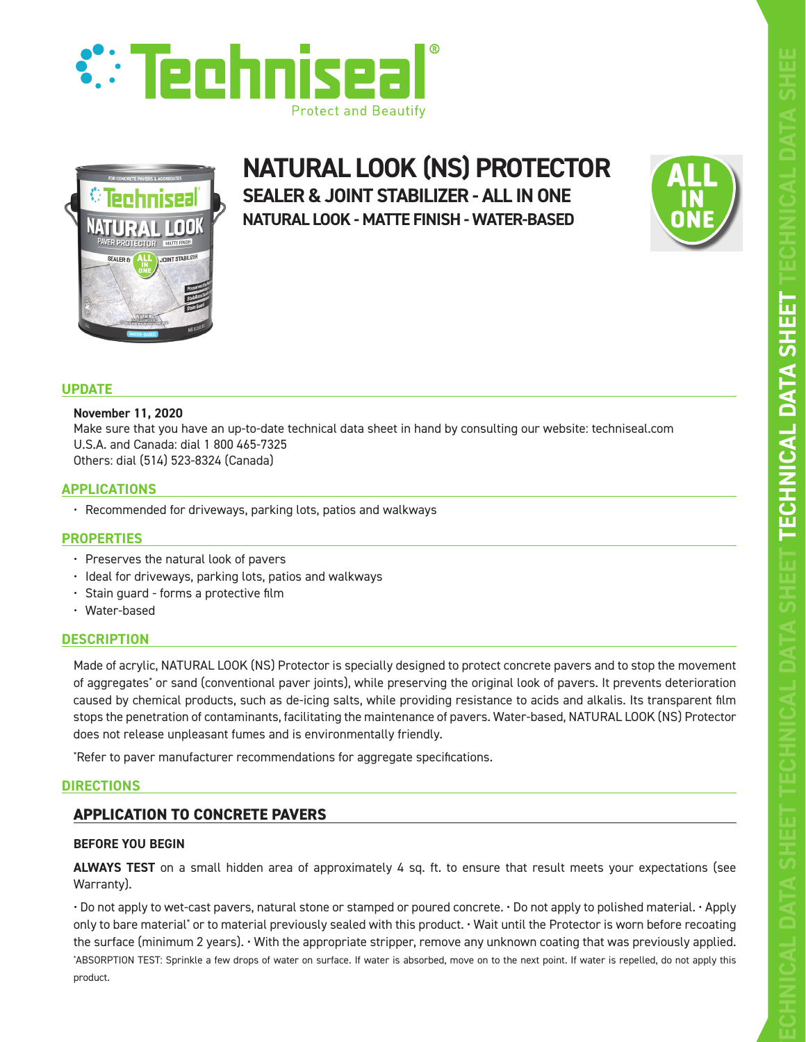# NATURAL LOOK (NS) PROTECTOR

## SEALER & JOINT STABILIZER - ALL IN ONE

### NATURAL LOOK - MATTE FINISH - WATER-BASED

## UPDATE

**November 11, 2020**
Make sure that you have an up-to-date technical data sheet in hand by consulting our website: techniseal.com
U.S.A. and Canada: dial 1 800 465-7325
Others: dial (514) 523-8324 (Canada)

## APPLICATIONS

- Recommended for driveways, parking lots, patios and walkways

## PROPERTIES

- Preserves the natural look of pavers
- Ideal for driveways, parking lots, patios and walkways
- Stain guard - forms a protective film
- Water-based

## DESCRIPTION

Made of acrylic, NATURAL LOOK (NS) Protector is specially designed to protect concrete pavers and to stop the movement of aggregates* or sand (conventional paver joints), while preserving the original look of pavers. It prevents deterioration caused by chemical products, such as de-icing salts, while providing resistance to acids and alkalis. Its transparent film stops the penetration of contaminants, facilitating the maintenance of pavers. Water-based, NATURAL LOOK (NS) Protector does not release unpleasant fumes and is environmentally friendly.

*Refer to paver manufacturer recommendations for aggregate specifications.

## DIRECTIONS

### APPLICATION TO CONCRETE PAVERS

**BEFORE YOU BEGIN**

**ALWAYS TEST** on a small hidden area of approximately 4 sq. ft. to ensure that result meets your expectations (see Warranty).

• Do not apply to wet-cast pavers, natural stone or stamped or poured concrete. • Do not apply to polished material. • Apply only to bare material* or to material previously sealed with this product. • Wait until the Protector is worn before recoating the surface (minimum 2 years). • With the appropriate stripper, remove any unknown coating that was previously applied.

*ABSORPTION TEST: Sprinkle a few drops of water on surface. If water is absorbed, move on to the next point. If water is repelled, do not apply this product.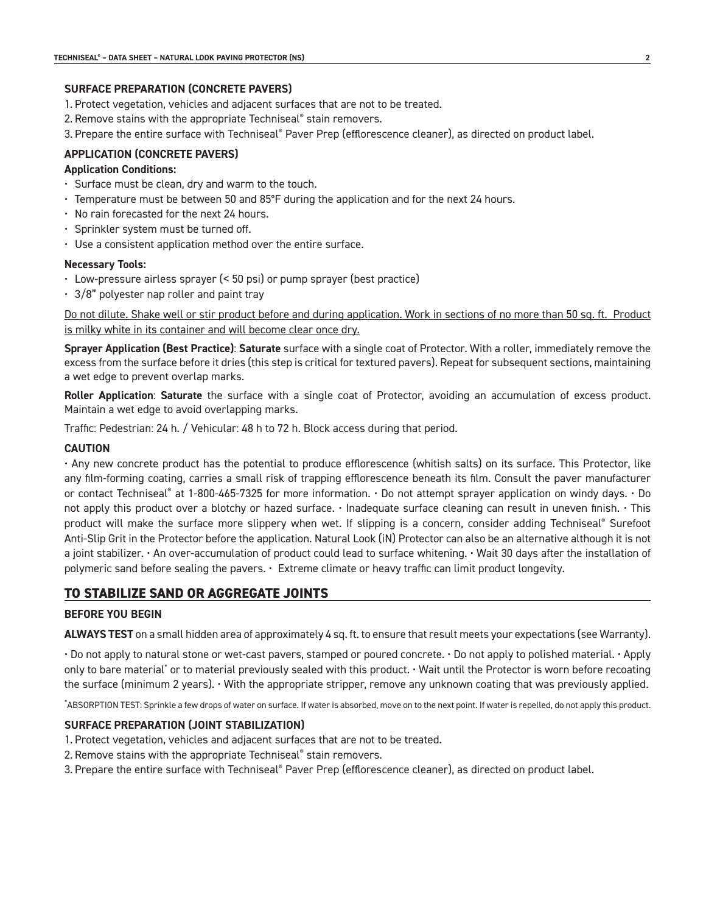### SURFACE PREPARATION (CONCRETE PAVERS)

1. Protect vegetation, vehicles and adjacent surfaces that are not to be treated.
2. Remove stains with the appropriate Techniseal® stain removers.
3. Prepare the entire surface with Techniseal® Paver Prep (efflorescence cleaner), as directed on product label.

### APPLICATION (CONCRETE PAVERS)

**Application Conditions:**

- Surface must be clean, dry and warm to the touch.
- Temperature must be between 50 and 85°F during the application and for the next 24 hours.
- No rain forecasted for the next 24 hours.
- Sprinkler system must be turned off.
- Use a consistent application method over the entire surface.

**Necessary Tools:**

- Low-pressure airless sprayer (< 50 psi) or pump sprayer (best practice)
- 3/8" polyester nap roller and paint tray

<u>Do not dilute. Shake well or stir product before and during application. Work in sections of no more than 50 sq. ft. Product is milky white in its container and will become clear once dry.</u>

**Sprayer Application (Best Practice)**: **Saturate** surface with a single coat of Protector. With a roller, immediately remove the excess from the surface before it dries (this step is critical for textured pavers). Repeat for subsequent sections, maintaining a wet edge to prevent overlap marks.

**Roller Application**: **Saturate** the surface with a single coat of Protector, avoiding an accumulation of excess product. Maintain a wet edge to avoid overlapping marks.

Traffic: Pedestrian: 24 h. / Vehicular: 48 h to 72 h. Block access during that period.

### CAUTION

• Any new concrete product has the potential to produce efflorescence (whitish salts) on its surface. This Protector, like any film-forming coating, carries a small risk of trapping efflorescence beneath its film. Consult the paver manufacturer or contact Techniseal® at 1-800-465-7325 for more information. • Do not attempt sprayer application on windy days. • Do not apply this product over a blotchy or hazed surface. • Inadequate surface cleaning can result in uneven finish. • This product will make the surface more slippery when wet. If slipping is a concern, consider adding Techniseal® Surefoot Anti-Slip Grit in the Protector before the application. Natural Look (iN) Protector can also be an alternative although it is not a joint stabilizer. • An over-accumulation of product could lead to surface whitening. • Wait 30 days after the installation of polymeric sand before sealing the pavers. • Extreme climate or heavy traffic can limit product longevity.

## TO STABILIZE SAND OR AGGREGATE JOINTS

### BEFORE YOU BEGIN

**ALWAYS TEST** on a small hidden area of approximately 4 sq. ft. to ensure that result meets your expectations (see Warranty).

• Do not apply to natural stone or wet-cast pavers, stamped or poured concrete. • Do not apply to polished material. • Apply only to bare material* or to material previously sealed with this product. • Wait until the Protector is worn before recoating the surface (minimum 2 years). • With the appropriate stripper, remove any unknown coating that was previously applied.

*ABSORPTION TEST: Sprinkle a few drops of water on surface. If water is absorbed, move on to the next point. If water is repelled, do not apply this product.

### SURFACE PREPARATION (JOINT STABILIZATION)

1. Protect vegetation, vehicles and adjacent surfaces that are not to be treated.
2. Remove stains with the appropriate Techniseal® stain removers.
3. Prepare the entire surface with Techniseal® Paver Prep (efflorescence cleaner), as directed on product label.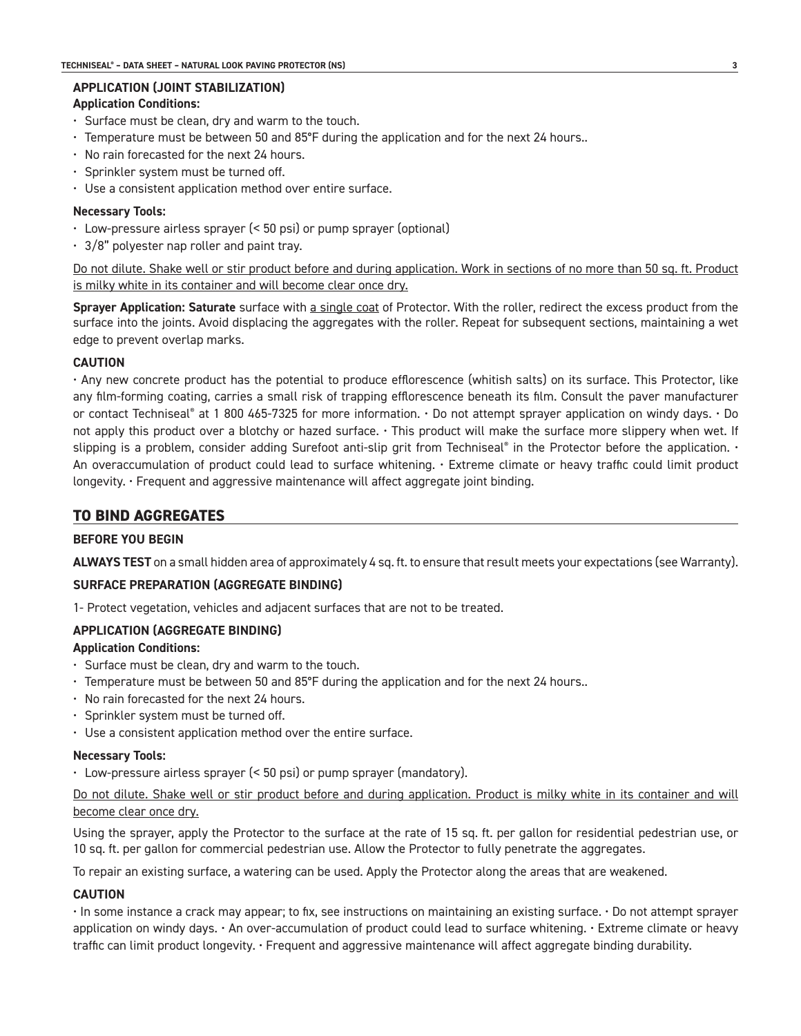### APPLICATION (JOINT STABILIZATION)

**Application Conditions:**

- Surface must be clean, dry and warm to the touch.
- Temperature must be between 50 and 85°F during the application and for the next 24 hours..
- No rain forecasted for the next 24 hours.
- Sprinkler system must be turned off.
- Use a consistent application method over entire surface.

**Necessary Tools:**

- Low-pressure airless sprayer (< 50 psi) or pump sprayer (optional)
- 3/8" polyester nap roller and paint tray.

<u>Do not dilute. Shake well or stir product before and during application. Work in sections of no more than 50 sq. ft. Product is milky white in its container and will become clear once dry.</u>

**Sprayer Application: Saturate** surface with <u>a single coat</u> of Protector. With the roller, redirect the excess product from the surface into the joints. Avoid displacing the aggregates with the roller. Repeat for subsequent sections, maintaining a wet edge to prevent overlap marks.

**CAUTION**

• Any new concrete product has the potential to produce efflorescence (whitish salts) on its surface. This Protector, like any film-forming coating, carries a small risk of trapping efflorescence beneath its film. Consult the paver manufacturer or contact Techniseal® at 1 800 465-7325 for more information. • Do not attempt sprayer application on windy days. • Do not apply this product over a blotchy or hazed surface. • This product will make the surface more slippery when wet. If slipping is a problem, consider adding Surefoot anti-slip grit from Techniseal® in the Protector before the application. • An overaccumulation of product could lead to surface whitening. • Extreme climate or heavy traffic could limit product longevity. • Frequent and aggressive maintenance will affect aggregate joint binding.

## TO BIND AGGREGATES

### BEFORE YOU BEGIN

**ALWAYS TEST** on a small hidden area of approximately 4 sq. ft. to ensure that result meets your expectations (see Warranty).

### SURFACE PREPARATION (AGGREGATE BINDING)

1- Protect vegetation, vehicles and adjacent surfaces that are not to be treated.

### APPLICATION (AGGREGATE BINDING)

**Application Conditions:**

- Surface must be clean, dry and warm to the touch.
- Temperature must be between 50 and 85°F during the application and for the next 24 hours..
- No rain forecasted for the next 24 hours.
- Sprinkler system must be turned off.
- Use a consistent application method over the entire surface.

**Necessary Tools:**

- Low-pressure airless sprayer (< 50 psi) or pump sprayer (mandatory).

<u>Do not dilute. Shake well or stir product before and during application. Product is milky white in its container and will become clear once dry.</u>

Using the sprayer, apply the Protector to the surface at the rate of 15 sq. ft. per gallon for residential pedestrian use, or 10 sq. ft. per gallon for commercial pedestrian use. Allow the Protector to fully penetrate the aggregates.

To repair an existing surface, a watering can be used. Apply the Protector along the areas that are weakened.

**CAUTION**

• In some instance a crack may appear; to fix, see instructions on maintaining an existing surface. • Do not attempt sprayer application on windy days. • An over-accumulation of product could lead to surface whitening. • Extreme climate or heavy traffic can limit product longevity. • Frequent and aggressive maintenance will affect aggregate binding durability.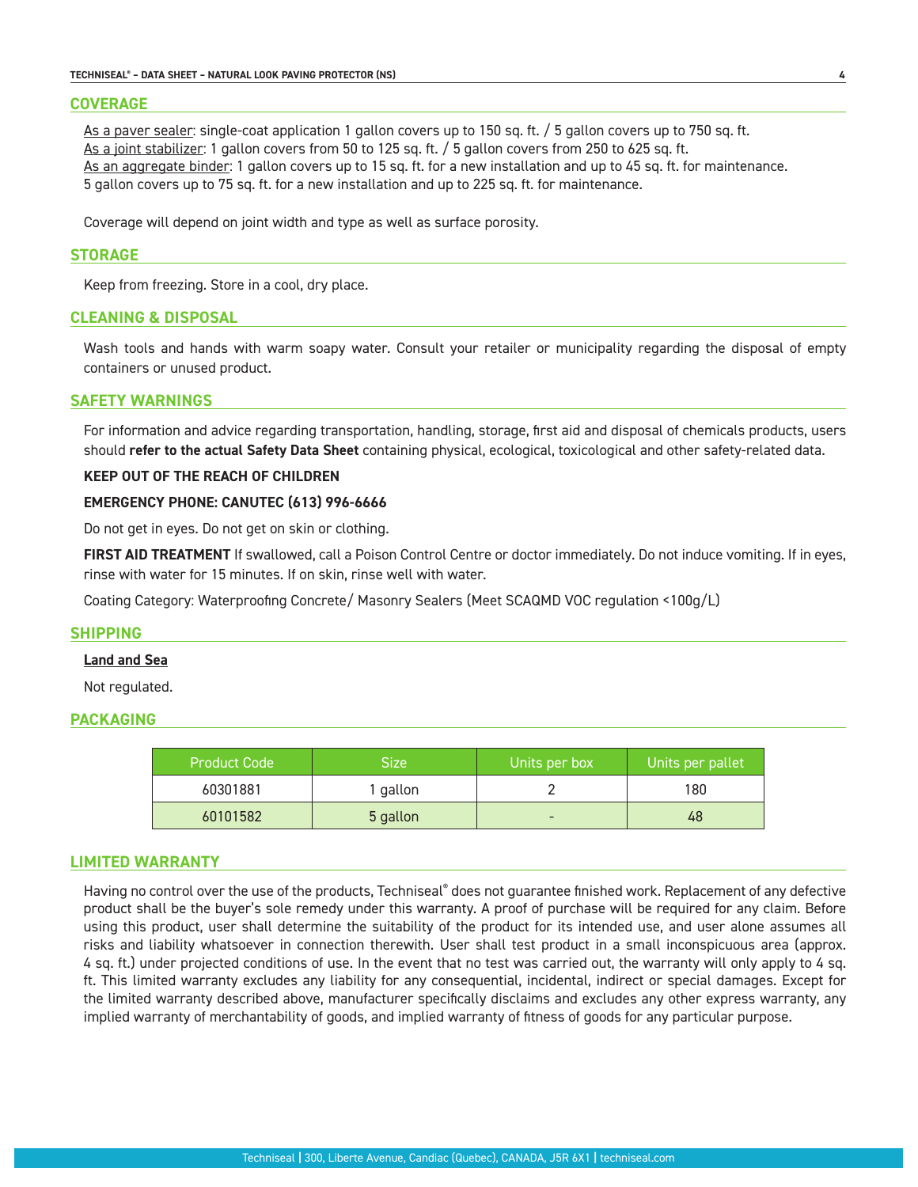## COVERAGE

As a paver sealer: single-coat application 1 gallon covers up to 150 sq. ft. / 5 gallon covers up to 750 sq. ft.
As a joint stabilizer: 1 gallon covers from 50 to 125 sq. ft. / 5 gallon covers from 250 to 625 sq. ft.
As an aggregate binder: 1 gallon covers up to 15 sq. ft. for a new installation and up to 45 sq. ft. for maintenance.
5 gallon covers up to 75 sq. ft. for a new installation and up to 225 sq. ft. for maintenance.

Coverage will depend on joint width and type as well as surface porosity.

## STORAGE

Keep from freezing. Store in a cool, dry place.

## CLEANING & DISPOSAL

Wash tools and hands with warm soapy water. Consult your retailer or municipality regarding the disposal of empty containers or unused product.

## SAFETY WARNINGS

For information and advice regarding transportation, handling, storage, first aid and disposal of chemicals products, users should **refer to the actual Safety Data Sheet** containing physical, ecological, toxicological and other safety-related data.

**KEEP OUT OF THE REACH OF CHILDREN**

**EMERGENCY PHONE: CANUTEC (613) 996-6666**

Do not get in eyes. Do not get on skin or clothing.

**FIRST AID TREATMENT** If swallowed, call a Poison Control Centre or doctor immediately. Do not induce vomiting. If in eyes, rinse with water for 15 minutes. If on skin, rinse well with water.

Coating Category: Waterproofing Concrete/ Masonry Sealers (Meet SCAQMD VOC regulation <100g/L)

## SHIPPING

**Land and Sea**

Not regulated.

## PACKAGING

| Product Code | Size | Units per box | Units per pallet |
| --- | --- | --- | --- |
| 60301881 | 1 gallon | 2 | 180 |
| 60101582 | 5 gallon | - | 48 |

## LIMITED WARRANTY

Having no control over the use of the products, Techniseal® does not guarantee finished work. Replacement of any defective product shall be the buyer's sole remedy under this warranty. A proof of purchase will be required for any claim. Before using this product, user shall determine the suitability of the product for its intended use, and user alone assumes all risks and liability whatsoever in connection therewith. User shall test product in a small inconspicuous area (approx. 4 sq. ft.) under projected conditions of use. In the event that no test was carried out, the warranty will only apply to 4 sq. ft. This limited warranty excludes any liability for any consequential, incidental, indirect or special damages. Except for the limited warranty described above, manufacturer specifically disclaims and excludes any other express warranty, any implied warranty of merchantability of goods, and implied warranty of fitness of goods for any particular purpose.

Techniseal | 300, Liberte Avenue, Candiac (Quebec), CANADA, J5R 6X1 | techniseal.com